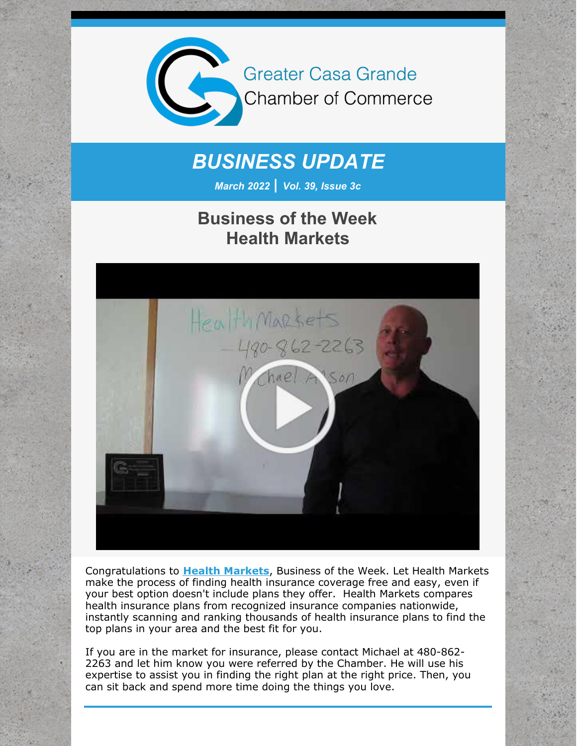Greater Casa Grande Chamber of Commerce

# BUSINESS UPDATE

*March 2022 | Vol. 39, Issue 3c*

## Business of the Week
## Health Markets

Congratulations to **Health Markets**, Business of the Week. Let Health Markets make the process of finding health insurance coverage free and easy, even if your best option doesn't include plans they offer. Health Markets compares health insurance plans from recognized insurance companies nationwide, instantly scanning and ranking thousands of health insurance plans to find the top plans in your area and the best fit for you.

If you are in the market for insurance, please contact Michael at 480-862-2263 and let him know you were referred by the Chamber. He will use his expertise to assist you in finding the right plan at the right price. Then, you can sit back and spend more time doing the things you love.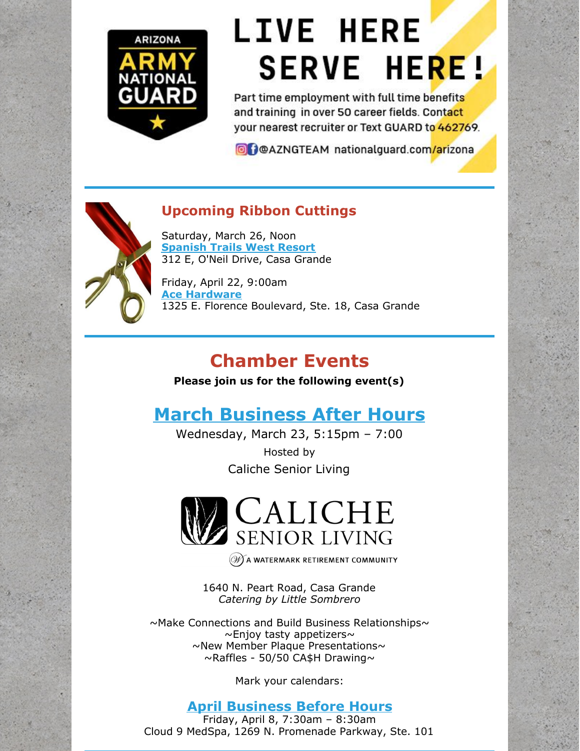ARIZONA ARMY NATIONAL GUARD

# LIVE HERE SERVE HERE!

Part time employment with full time benefits and training in over 50 career fields. Contact your nearest recruiter or Text GUARD to 462769.

@AZNGTEAM nationalguard.com/arizona

## Upcoming Ribbon Cuttings

Saturday, March 26, Noon
**Spanish Trails West Resort**
312 E, O'Neil Drive, Casa Grande

Friday, April 22, 9:00am
**Ace Hardware**
1325 E. Florence Boulevard, Ste. 18, Casa Grande

# Chamber Events

**Please join us for the following event(s)**

## March Business After Hours

Wednesday, March 23, 5:15pm – 7:00

Hosted by

Caliche Senior Living

CALICHE SENIOR LIVING
A WATERMARK RETIREMENT COMMUNITY

1640 N. Peart Road, Casa Grande
*Catering by Little Sombrero*

~Make Connections and Build Business Relationships~
~Enjoy tasty appetizers~
~New Member Plaque Presentations~
~Raffles - 50/50 CA$H Drawing~

Mark your calendars:

### April Business Before Hours

Friday, April 8, 7:30am – 8:30am
Cloud 9 MedSpa, 1269 N. Promenade Parkway, Ste. 101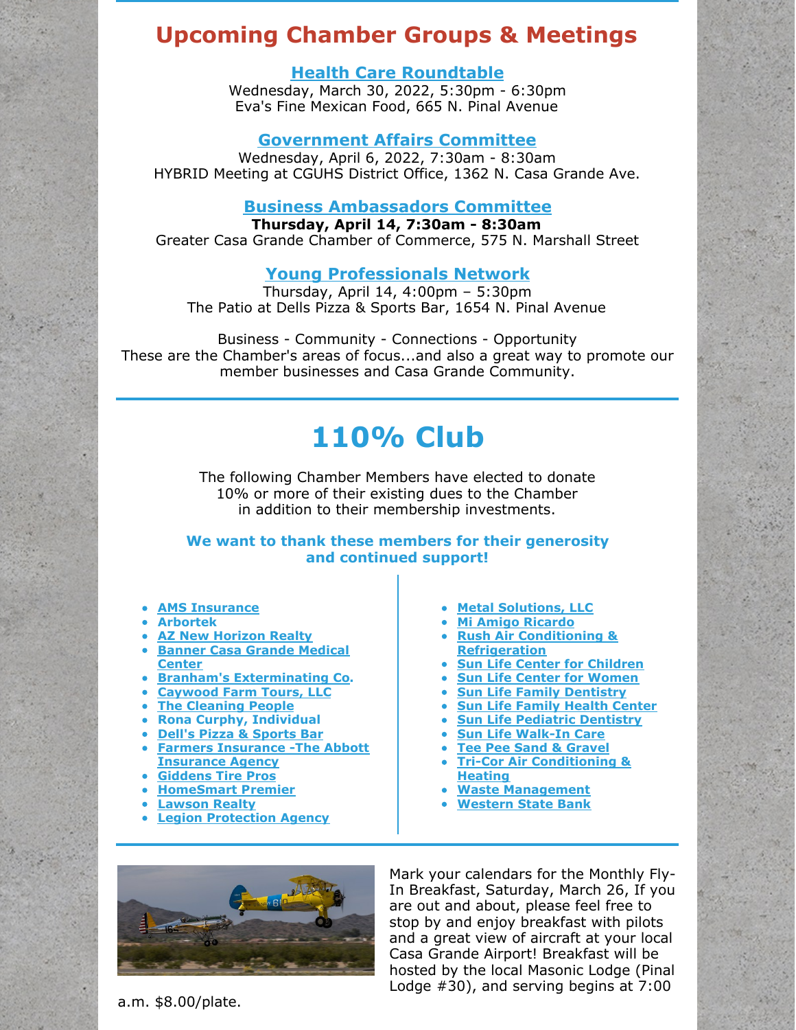# Upcoming Chamber Groups & Meetings

### Health Care Roundtable

Wednesday, March 30, 2022, 5:30pm - 6:30pm
Eva's Fine Mexican Food, 665 N. Pinal Avenue

### Government Affairs Committee

Wednesday, April 6, 2022, 7:30am - 8:30am
HYBRID Meeting at CGUHS District Office, 1362 N. Casa Grande Ave.

### Business Ambassadors Committee

**Thursday, April 14, 7:30am - 8:30am**
Greater Casa Grande Chamber of Commerce, 575 N. Marshall Street

### Young Professionals Network

Thursday, April 14, 4:00pm – 5:30pm
The Patio at Dells Pizza & Sports Bar, 1654 N. Pinal Avenue

Business - Community - Connections - Opportunity
These are the Chamber's areas of focus...and also a great way to promote our member businesses and Casa Grande Community.

# 110% Club

The following Chamber Members have elected to donate 10% or more of their existing dues to the Chamber in addition to their membership investments.

**We want to thank these members for their generosity and continued support!**

- **AMS Insurance**
- **Arbortek**
- **AZ New Horizon Realty**
- **Banner Casa Grande Medical Center**
- **Branham's Exterminating Co.**
- **Caywood Farm Tours, LLC**
- **The Cleaning People**
- **Rona Curphy, Individual**
- **Dell's Pizza & Sports Bar**
- **Farmers Insurance -The Abbott Insurance Agency**
- **Giddens Tire Pros**
- **HomeSmart Premier**
- **Lawson Realty**
- **Legion Protection Agency**
- **Metal Solutions, LLC**
- **Mi Amigo Ricardo**
- **Rush Air Conditioning & Refrigeration**
- **Sun Life Center for Children**
- **Sun Life Center for Women**
- **Sun Life Family Dentistry**
- **Sun Life Family Health Center**
- **Sun Life Pediatric Dentistry**
- **Sun Life Walk-In Care**
- **Tee Pee Sand & Gravel**
- **Tri-Cor Air Conditioning & Heating**
- **Waste Management**
- **Western State Bank**

Mark your calendars for the Monthly Fly-In Breakfast, Saturday, March 26, If you are out and about, please feel free to stop by and enjoy breakfast with pilots and a great view of aircraft at your local Casa Grande Airport! Breakfast will be hosted by the local Masonic Lodge (Pinal Lodge #30), and serving begins at 7:00 a.m. $8.00/plate.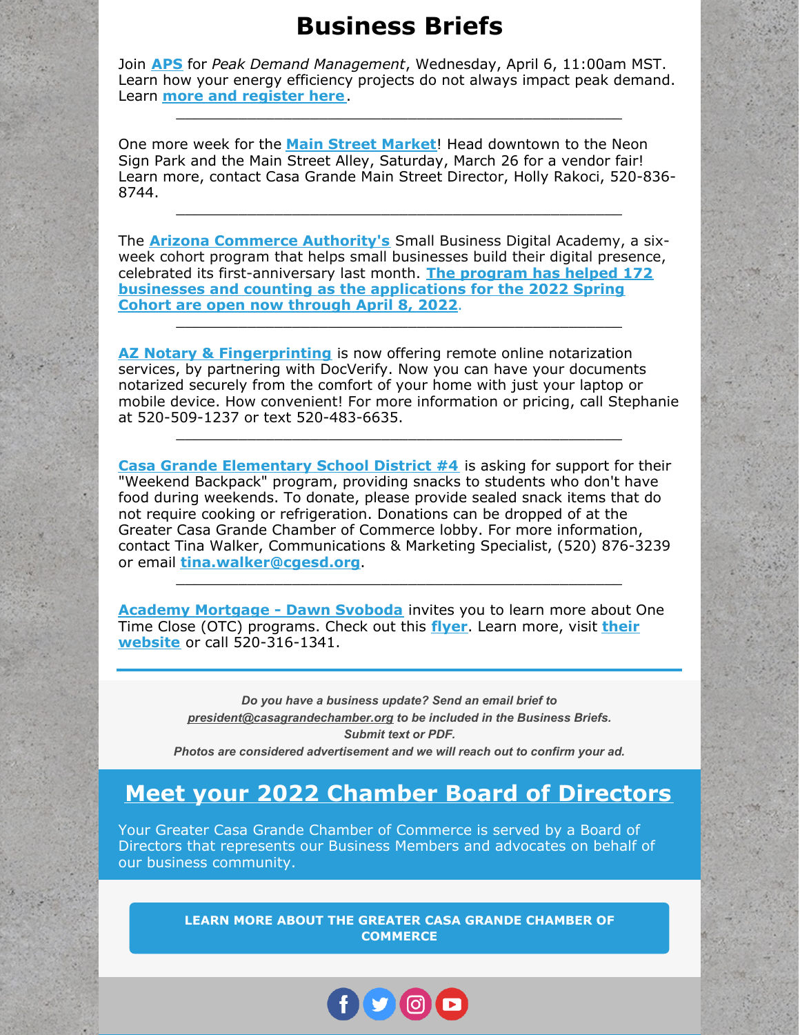# Business Briefs

Join **APS** for *Peak Demand Management*, Wednesday, April 6, 11:00am MST. Learn how your energy efficiency projects do not always impact peak demand. Learn **more and register here**.

---

One more week for the **Main Street Market**! Head downtown to the Neon Sign Park and the Main Street Alley, Saturday, March 26 for a vendor fair! Learn more, contact Casa Grande Main Street Director, Holly Rakoci, 520-836-8744.

---

The **Arizona Commerce Authority's** Small Business Digital Academy, a six-week cohort program that helps small businesses build their digital presence, celebrated its first-anniversary last month. **The program has helped 172 businesses and counting as the applications for the 2022 Spring Cohort are open now through April 8, 2022**.

---

**AZ Notary & Fingerprinting** is now offering remote online notarization services, by partnering with DocVerify. Now you can have your documents notarized securely from the comfort of your home with just your laptop or mobile device. How convenient! For more information or pricing, call Stephanie at 520-509-1237 or text 520-483-6635.

---

**Casa Grande Elementary School District #4** is asking for support for their "Weekend Backpack" program, providing snacks to students who don't have food during weekends. To donate, please provide sealed snack items that do not require cooking or refrigeration. Donations can be dropped of at the Greater Casa Grande Chamber of Commerce lobby. For more information, contact Tina Walker, Communications & Marketing Specialist, (520) 876-3239 or email **tina.walker@cgesd.org**.

---

**Academy Mortgage - Dawn Svoboda** invites you to learn more about One Time Close (OTC) programs. Check out this **flyer**. Learn more, visit **their website** or call 520-316-1341.

---

***Do you have a business update? Send an email brief to president@casagrandechamber.org to be included in the Business Briefs.***
***Submit text or PDF.***
***Photos are considered advertisement and we will reach out to confirm your ad.***

## Meet your 2022 Chamber Board of Directors

Your Greater Casa Grande Chamber of Commerce is served by a Board of Directors that represents our Business Members and advocates on behalf of our business community.

**LEARN MORE ABOUT THE GREATER CASA GRANDE CHAMBER OF COMMERCE**